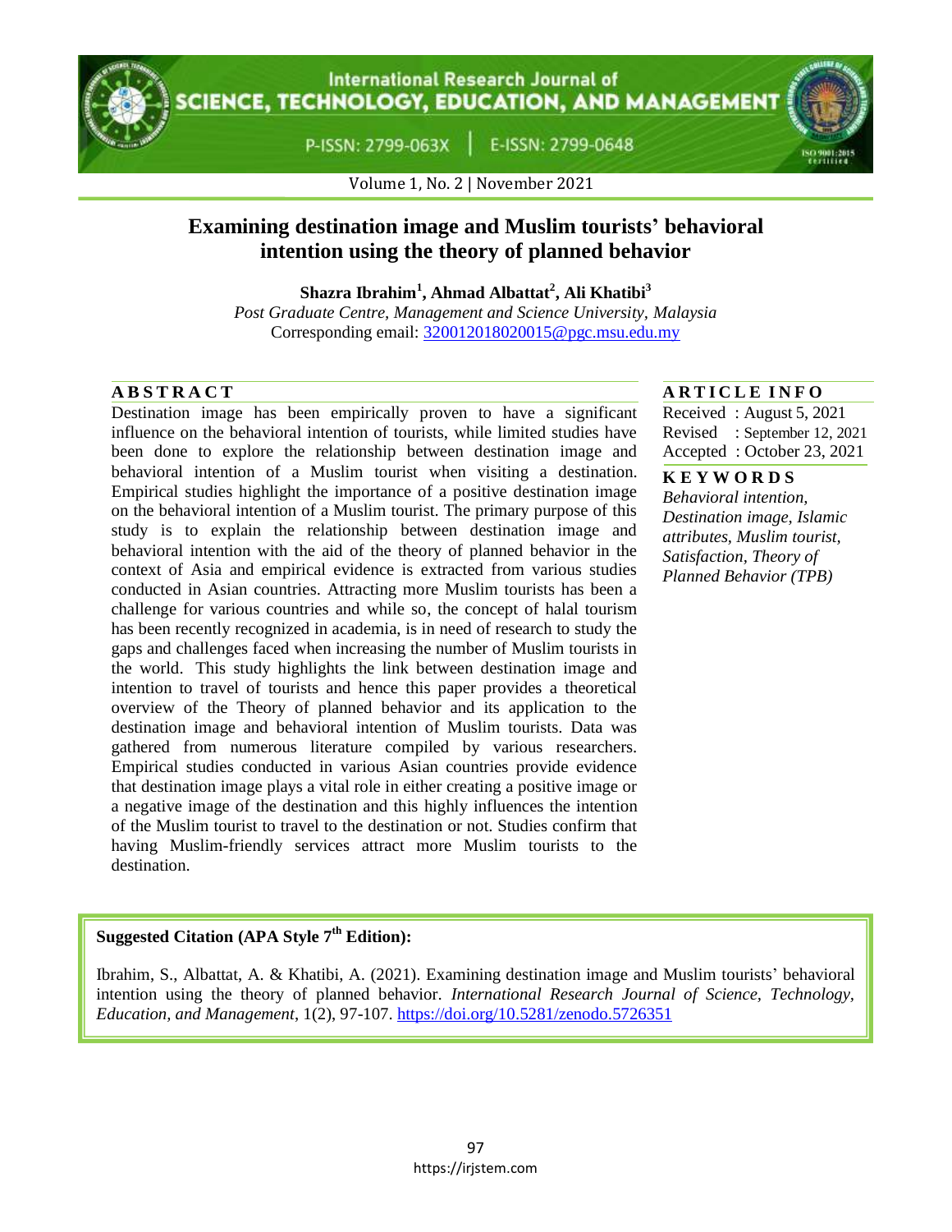# Examining destination image and Muslim tourists' behavioral intention using the theory of planned behavior

**Shazra Ibrahim[1], Ahmad Albattat[2], Ali Khatibi[3]**

*Post Graduate Centre, Management and Science University, Malaysia*

Corresponding email: 320012018020015@pgc.msu.edu.my

## ABSTRACT

Destination image has been empirically proven to have a significant influence on the behavioral intention of tourists, while limited studies have been done to explore the relationship between destination image and behavioral intention of a Muslim tourist when visiting a destination. Empirical studies highlight the importance of a positive destination image on the behavioral intention of a Muslim tourist. The primary purpose of this study is to explain the relationship between destination image and behavioral intention with the aid of the theory of planned behavior in the context of Asia and empirical evidence is extracted from various studies conducted in Asian countries. Attracting more Muslim tourists has been a challenge for various countries and while so, the concept of halal tourism has been recently recognized in academia, is in need of research to study the gaps and challenges faced when increasing the number of Muslim tourists in the world. This study highlights the link between destination image and intention to travel of tourists and hence this paper provides a theoretical overview of the Theory of planned behavior and its application to the destination image and behavioral intention of Muslim tourists. Data was gathered from numerous literature compiled by various researchers. Empirical studies conducted in various Asian countries provide evidence that destination image plays a vital role in either creating a positive image or a negative image of the destination and this highly influences the intention of the Muslim tourist to travel to the destination or not. Studies confirm that having Muslim-friendly services attract more Muslim tourists to the destination.

## ARTICLE INFO

Received : August 5, 2021
Revised : September 12, 2021
Accepted : October 23, 2021

## KEYWORDS

*Behavioral intention, Destination image, Islamic attributes, Muslim tourist, Satisfaction, Theory of Planned Behavior (TPB)*

**Suggested Citation (APA Style 7th Edition):**

Ibrahim, S., Albattat, A. & Khatibi, A. (2021). Examining destination image and Muslim tourists' behavioral intention using the theory of planned behavior. *International Research Journal of Science, Technology, Education, and Management*, 1(2), 97-107. https://doi.org/10.5281/zenodo.5726351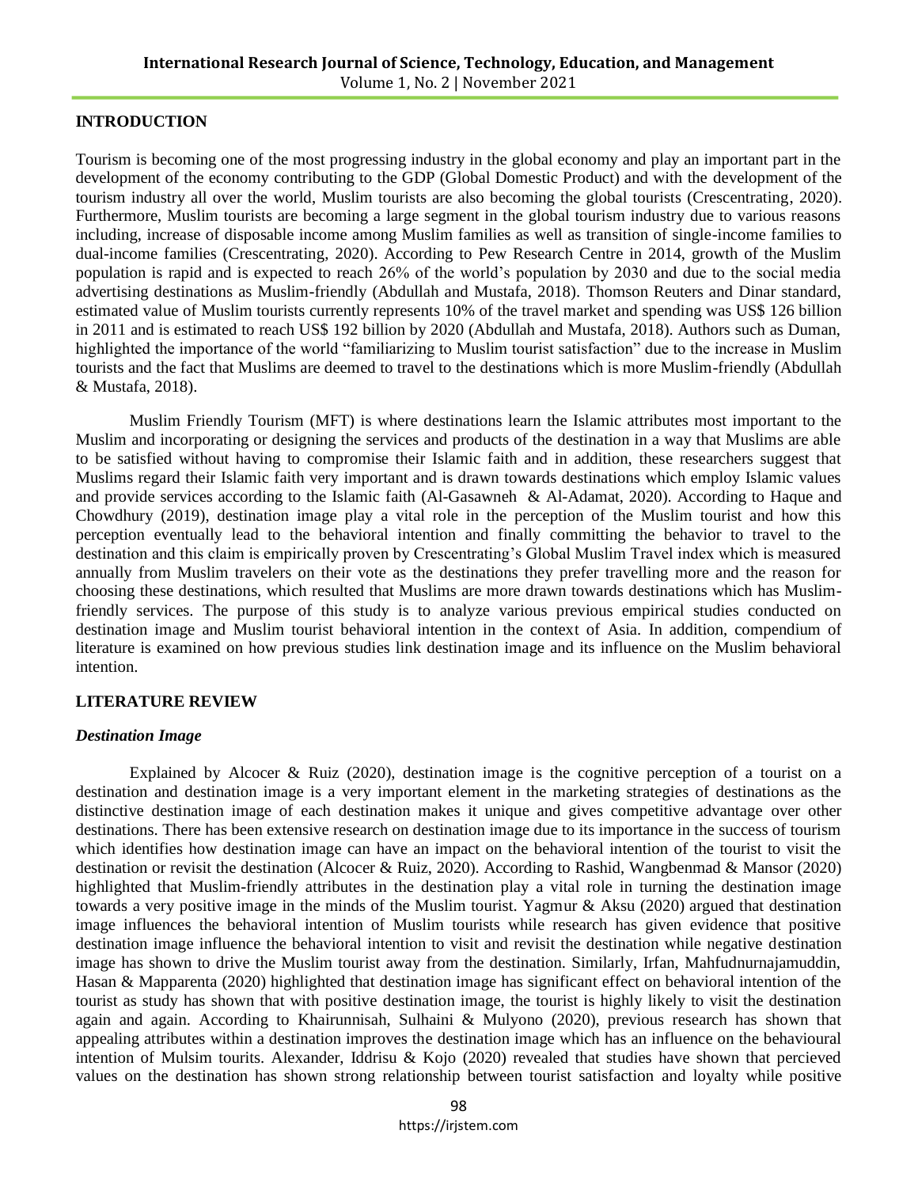## INTRODUCTION

Tourism is becoming one of the most progressing industry in the global economy and play an important part in the development of the economy contributing to the GDP (Global Domestic Product) and with the development of the tourism industry all over the world, Muslim tourists are also becoming the global tourists (Crescentrating, 2020). Furthermore, Muslim tourists are becoming a large segment in the global tourism industry due to various reasons including, increase of disposable income among Muslim families as well as transition of single-income families to dual-income families (Crescentrating, 2020). According to Pew Research Centre in 2014, growth of the Muslim population is rapid and is expected to reach 26% of the world's population by 2030 and due to the social media advertising destinations as Muslim-friendly (Abdullah and Mustafa, 2018). Thomson Reuters and Dinar standard, estimated value of Muslim tourists currently represents 10% of the travel market and spending was US$ 126 billion in 2011 and is estimated to reach US$ 192 billion by 2020 (Abdullah and Mustafa, 2018). Authors such as Duman, highlighted the importance of the world "familiarizing to Muslim tourist satisfaction" due to the increase in Muslim tourists and the fact that Muslims are deemed to travel to the destinations which is more Muslim-friendly (Abdullah & Mustafa, 2018).

Muslim Friendly Tourism (MFT) is where destinations learn the Islamic attributes most important to the Muslim and incorporating or designing the services and products of the destination in a way that Muslims are able to be satisfied without having to compromise their Islamic faith and in addition, these researchers suggest that Muslims regard their Islamic faith very important and is drawn towards destinations which employ Islamic values and provide services according to the Islamic faith (Al-Gasawneh & Al-Adamat, 2020). According to Haque and Chowdhury (2019), destination image play a vital role in the perception of the Muslim tourist and how this perception eventually lead to the behavioral intention and finally committing the behavior to travel to the destination and this claim is empirically proven by Crescentrating's Global Muslim Travel index which is measured annually from Muslim travelers on their vote as the destinations they prefer travelling more and the reason for choosing these destinations, which resulted that Muslims are more drawn towards destinations which has Muslim-friendly services. The purpose of this study is to analyze various previous empirical studies conducted on destination image and Muslim tourist behavioral intention in the context of Asia. In addition, compendium of literature is examined on how previous studies link destination image and its influence on the Muslim behavioral intention.

## LITERATURE REVIEW

### *Destination Image*

Explained by Alcocer & Ruiz (2020), destination image is the cognitive perception of a tourist on a destination and destination image is a very important element in the marketing strategies of destinations as the distinctive destination image of each destination makes it unique and gives competitive advantage over other destinations. There has been extensive research on destination image due to its importance in the success of tourism which identifies how destination image can have an impact on the behavioral intention of the tourist to visit the destination or revisit the destination (Alcocer & Ruiz, 2020). According to Rashid, Wangbenmad & Mansor (2020) highlighted that Muslim-friendly attributes in the destination play a vital role in turning the destination image towards a very positive image in the minds of the Muslim tourist. Yagmur & Aksu (2020) argued that destination image influences the behavioral intention of Muslim tourists while research has given evidence that positive destination image influence the behavioral intention to visit and revisit the destination while negative destination image has shown to drive the Muslim tourist away from the destination. Similarly, Irfan, Mahfudnurnajamuddin, Hasan & Mapparenta (2020) highlighted that destination image has significant effect on behavioral intention of the tourist as study has shown that with positive destination image, the tourist is highly likely to visit the destination again and again. According to Khairunnisah, Sulhaini & Mulyono (2020), previous research has shown that appealing attributes within a destination improves the destination image which has an influence on the behavioural intention of Mulsim tourits. Alexander, Iddrisu & Kojo (2020) revealed that studies have shown that percieved values on the destination has shown strong relationship between tourist satisfaction and loyalty while positive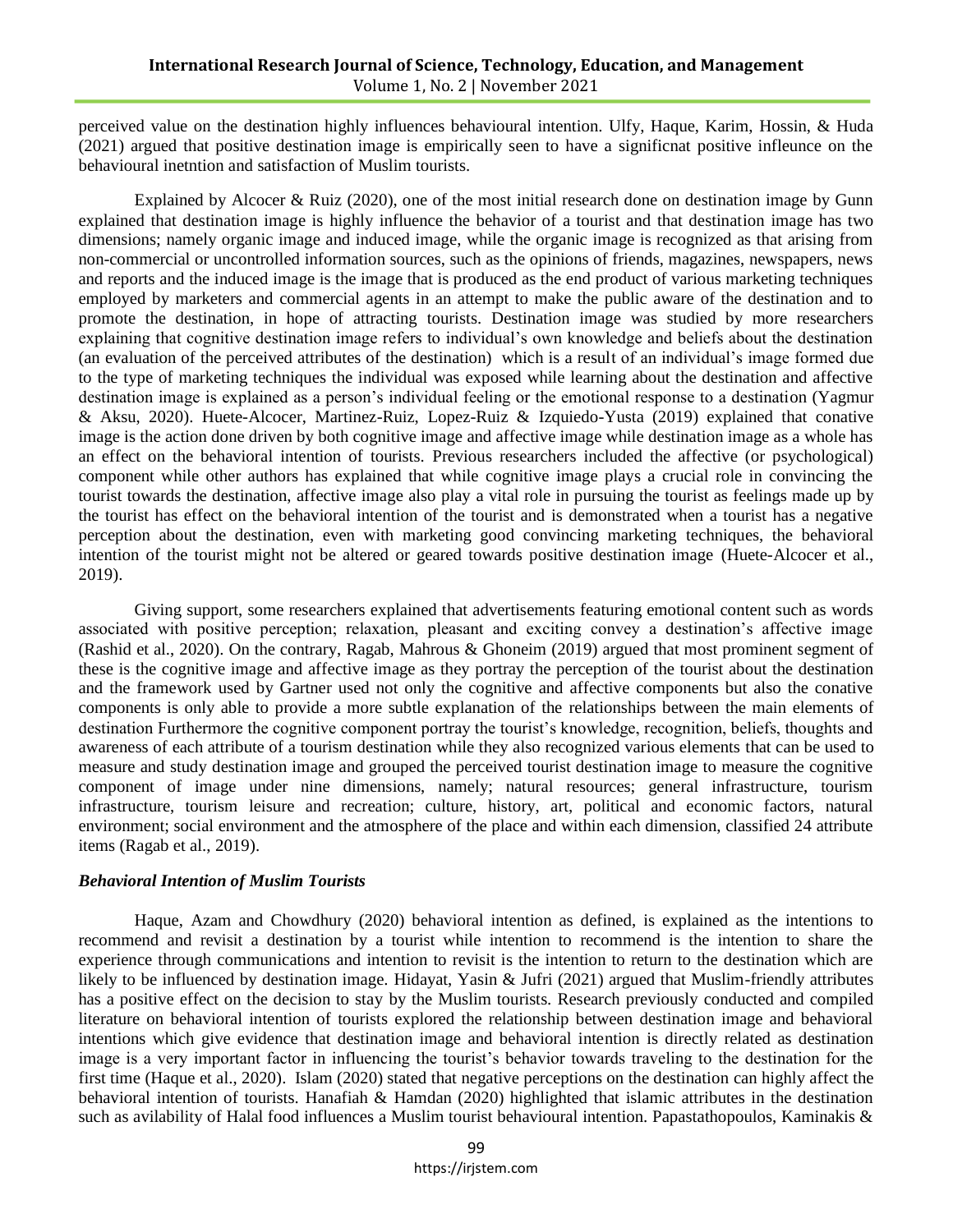perceived value on the destination highly influences behavioural intention. Ulfy, Haque, Karim, Hossin, & Huda (2021) argued that positive destination image is empirically seen to have a significnat positive infleunce on the behavioural inetntion and satisfaction of Muslim tourists.

Explained by Alcocer & Ruiz (2020), one of the most initial research done on destination image by Gunn explained that destination image is highly influence the behavior of a tourist and that destination image has two dimensions; namely organic image and induced image, while the organic image is recognized as that arising from non-commercial or uncontrolled information sources, such as the opinions of friends, magazines, newspapers, news and reports and the induced image is the image that is produced as the end product of various marketing techniques employed by marketers and commercial agents in an attempt to make the public aware of the destination and to promote the destination, in hope of attracting tourists. Destination image was studied by more researchers explaining that cognitive destination image refers to individual's own knowledge and beliefs about the destination (an evaluation of the perceived attributes of the destination) which is a result of an individual's image formed due to the type of marketing techniques the individual was exposed while learning about the destination and affective destination image is explained as a person's individual feeling or the emotional response to a destination (Yagmur & Aksu, 2020). Huete-Alcocer, Martinez-Ruiz, Lopez-Ruiz & Izquiedo-Yusta (2019) explained that conative image is the action done driven by both cognitive image and affective image while destination image as a whole has an effect on the behavioral intention of tourists. Previous researchers included the affective (or psychological) component while other authors has explained that while cognitive image plays a crucial role in convincing the tourist towards the destination, affective image also play a vital role in pursuing the tourist as feelings made up by the tourist has effect on the behavioral intention of the tourist and is demonstrated when a tourist has a negative perception about the destination, even with marketing good convincing marketing techniques, the behavioral intention of the tourist might not be altered or geared towards positive destination image (Huete-Alcocer et al., 2019).

Giving support, some researchers explained that advertisements featuring emotional content such as words associated with positive perception; relaxation, pleasant and exciting convey a destination's affective image (Rashid et al., 2020). On the contrary, Ragab, Mahrous & Ghoneim (2019) argued that most prominent segment of these is the cognitive image and affective image as they portray the perception of the tourist about the destination and the framework used by Gartner used not only the cognitive and affective components but also the conative components is only able to provide a more subtle explanation of the relationships between the main elements of destination Furthermore the cognitive component portray the tourist's knowledge, recognition, beliefs, thoughts and awareness of each attribute of a tourism destination while they also recognized various elements that can be used to measure and study destination image and grouped the perceived tourist destination image to measure the cognitive component of image under nine dimensions, namely; natural resources; general infrastructure, tourism infrastructure, tourism leisure and recreation; culture, history, art, political and economic factors, natural environment; social environment and the atmosphere of the place and within each dimension, classified 24 attribute items (Ragab et al., 2019).

### *Behavioral Intention of Muslim Tourists*

Haque, Azam and Chowdhury (2020) behavioral intention as defined, is explained as the intentions to recommend and revisit a destination by a tourist while intention to recommend is the intention to share the experience through communications and intention to revisit is the intention to return to the destination which are likely to be influenced by destination image. Hidayat, Yasin & Jufri (2021) argued that Muslim-friendly attributes has a positive effect on the decision to stay by the Muslim tourists. Research previously conducted and compiled literature on behavioral intention of tourists explored the relationship between destination image and behavioral intentions which give evidence that destination image and behavioral intention is directly related as destination image is a very important factor in influencing the tourist's behavior towards traveling to the destination for the first time (Haque et al., 2020). Islam (2020) stated that negative perceptions on the destination can highly affect the behavioral intention of tourists. Hanafiah & Hamdan (2020) highlighted that islamic attributes in the destination such as avilability of Halal food influences a Muslim tourist behavioural intention. Papastathopoulos, Kaminakis &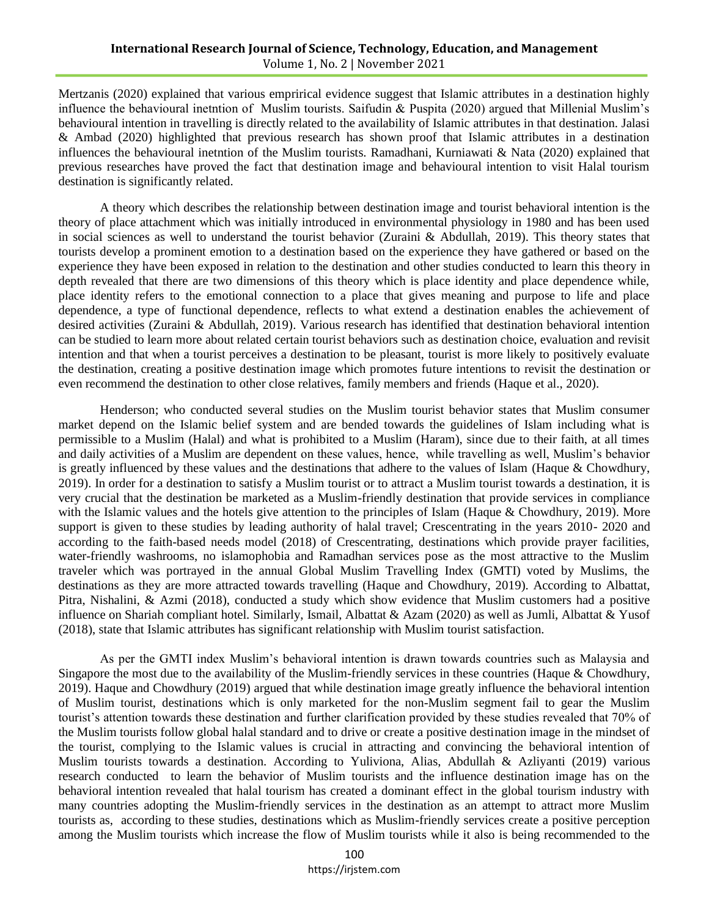Mertzanis (2020) explained that various emprirical evidence suggest that Islamic attributes in a destination highly influence the behavioural inetntion of Muslim tourists. Saifudin & Puspita (2020) argued that Millenial Muslim's behavioural intention in travelling is directly related to the availability of Islamic attributes in that destination. Jalasi & Ambad (2020) highlighted that previous research has shown proof that Islamic attributes in a destination influences the behavioural inetntion of the Muslim tourists. Ramadhani, Kurniawati & Nata (2020) explained that previous researches have proved the fact that destination image and behavioural intention to visit Halal tourism destination is significantly related.

A theory which describes the relationship between destination image and tourist behavioral intention is the theory of place attachment which was initially introduced in environmental physiology in 1980 and has been used in social sciences as well to understand the tourist behavior (Zuraini & Abdullah, 2019). This theory states that tourists develop a prominent emotion to a destination based on the experience they have gathered or based on the experience they have been exposed in relation to the destination and other studies conducted to learn this theory in depth revealed that there are two dimensions of this theory which is place identity and place dependence while, place identity refers to the emotional connection to a place that gives meaning and purpose to life and place dependence, a type of functional dependence, reflects to what extend a destination enables the achievement of desired activities (Zuraini & Abdullah, 2019). Various research has identified that destination behavioral intention can be studied to learn more about related certain tourist behaviors such as destination choice, evaluation and revisit intention and that when a tourist perceives a destination to be pleasant, tourist is more likely to positively evaluate the destination, creating a positive destination image which promotes future intentions to revisit the destination or even recommend the destination to other close relatives, family members and friends (Haque et al., 2020).

Henderson; who conducted several studies on the Muslim tourist behavior states that Muslim consumer market depend on the Islamic belief system and are bended towards the guidelines of Islam including what is permissible to a Muslim (Halal) and what is prohibited to a Muslim (Haram), since due to their faith, at all times and daily activities of a Muslim are dependent on these values, hence, while travelling as well, Muslim's behavior is greatly influenced by these values and the destinations that adhere to the values of Islam (Haque & Chowdhury, 2019). In order for a destination to satisfy a Muslim tourist or to attract a Muslim tourist towards a destination, it is very crucial that the destination be marketed as a Muslim-friendly destination that provide services in compliance with the Islamic values and the hotels give attention to the principles of Islam (Haque & Chowdhury, 2019). More support is given to these studies by leading authority of halal travel; Crescentrating in the years 2010- 2020 and according to the faith-based needs model (2018) of Crescentrating, destinations which provide prayer facilities, water-friendly washrooms, no islamophobia and Ramadhan services pose as the most attractive to the Muslim traveler which was portrayed in the annual Global Muslim Travelling Index (GMTI) voted by Muslims, the destinations as they are more attracted towards travelling (Haque and Chowdhury, 2019). According to Albattat, Pitra, Nishalini, & Azmi (2018), conducted a study which show evidence that Muslim customers had a positive influence on Shariah compliant hotel. Similarly, Ismail, Albattat & Azam (2020) as well as Jumli, Albattat & Yusof (2018), state that Islamic attributes has significant relationship with Muslim tourist satisfaction.

As per the GMTI index Muslim's behavioral intention is drawn towards countries such as Malaysia and Singapore the most due to the availability of the Muslim-friendly services in these countries (Haque & Chowdhury, 2019). Haque and Chowdhury (2019) argued that while destination image greatly influence the behavioral intention of Muslim tourist, destinations which is only marketed for the non-Muslim segment fail to gear the Muslim tourist's attention towards these destination and further clarification provided by these studies revealed that 70% of the Muslim tourists follow global halal standard and to drive or create a positive destination image in the mindset of the tourist, complying to the Islamic values is crucial in attracting and convincing the behavioral intention of Muslim tourists towards a destination. According to Yuliviona, Alias, Abdullah & Azliyanti (2019) various research conducted to learn the behavior of Muslim tourists and the influence destination image has on the behavioral intention revealed that halal tourism has created a dominant effect in the global tourism industry with many countries adopting the Muslim-friendly services in the destination as an attempt to attract more Muslim tourists as, according to these studies, destinations which as Muslim-friendly services create a positive perception among the Muslim tourists which increase the flow of Muslim tourists while it also is being recommended to the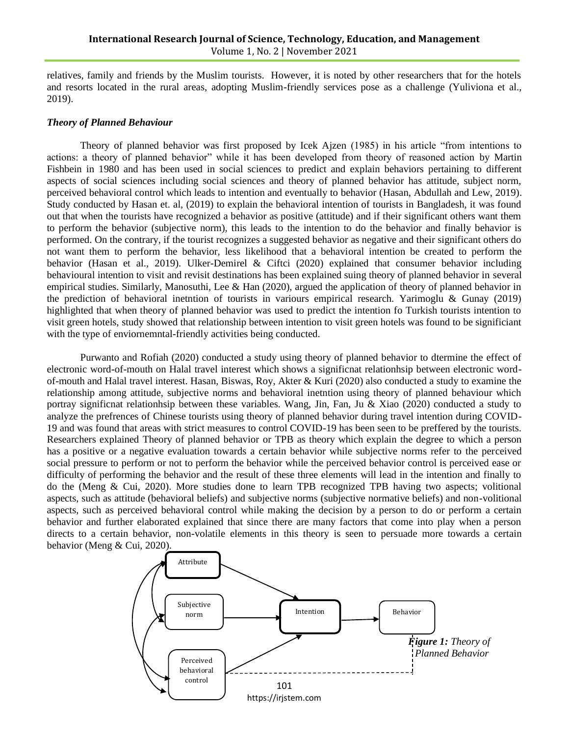relatives, family and friends by the Muslim tourists. However, it is noted by other researchers that for the hotels and resorts located in the rural areas, adopting Muslim-friendly services pose as a challenge (Yuliviona et al., 2019).

### *Theory of Planned Behaviour*

Theory of planned behavior was first proposed by Icek Ajzen (1985) in his article "from intentions to actions: a theory of planned behavior" while it has been developed from theory of reasoned action by Martin Fishbein in 1980 and has been used in social sciences to predict and explain behaviors pertaining to different aspects of social sciences including social sciences and theory of planned behavior has attitude, subject norm, perceived behavioral control which leads to intention and eventually to behavior (Hasan, Abdullah and Lew, 2019). Study conducted by Hasan et. al, (2019) to explain the behavioral intention of tourists in Bangladesh, it was found out that when the tourists have recognized a behavior as positive (attitude) and if their significant others want them to perform the behavior (subjective norm), this leads to the intention to do the behavior and finally behavior is performed. On the contrary, if the tourist recognizes a suggested behavior as negative and their significant others do not want them to perform the behavior, less likelihood that a behavioral intention be created to perform the behavior (Hasan et al., 2019). Ulker-Demirel & Ciftci (2020) explained that consumer behavior including behavioural intention to visit and revisit destinations has been explained suing theory of planned behavior in several empirical studies. Similarly, Manosuthi, Lee & Han (2020), argued the application of theory of planned behavior in the prediction of behavioral inetntion of tourists in variours empirical research. Yarimoglu & Gunay (2019) highlighted that when theory of planned behavior was used to predict the intention fo Turkish tourists intention to visit green hotels, study showed that relationship between intention to visit green hotels was found to be significiant with the type of enviornemntal-friendly activities being conducted.

Purwanto and Rofiah (2020) conducted a study using theory of planned behavior to dtermine the effect of electronic word-of-mouth on Halal travel interest which shows a significnat relationhsip between electronic word-of-mouth and Halal travel interest. Hasan, Biswas, Roy, Akter & Kuri (2020) also conducted a study to examine the relationship among attitude, subjective norms and behavioral inetntion using theory of planned behaviour which portray significnat relationhsip between these variables. Wang, Jin, Fan, Ju & Xiao (2020) conducted a study to analyze the prefrences of Chinese tourists using theory of planned behavior during travel intention during COVID-19 and was found that areas with strict measures to control COVID-19 has been seen to be preffered by the tourists. Researchers explained Theory of planned behavior or TPB as theory which explain the degree to which a person has a positive or a negative evaluation towards a certain behavior while subjective norms refer to the perceived social pressure to perform or not to perform the behavior while the perceived behavior control is perceived ease or difficulty of performing the behavior and the result of these three elements will lead in the intention and finally to do the (Meng & Cui, 2020). More studies done to learn TPB recognized TPB having two aspects; volitional aspects, such as attitude (behavioral beliefs) and subjective norms (subjective normative beliefs) and non-volitional aspects, such as perceived behavioral control while making the decision by a person to do or perform a certain behavior and further elaborated explained that since there are many factors that come into play when a person directs to a certain behavior, non-volatile elements in this theory is seen to persuade more towards a certain behavior (Meng & Cui, 2020).

Attribute

Subjective norm

Perceived behavioral control

Intention

Behavior

***Figure 1:*** *Theory of Planned Behavior*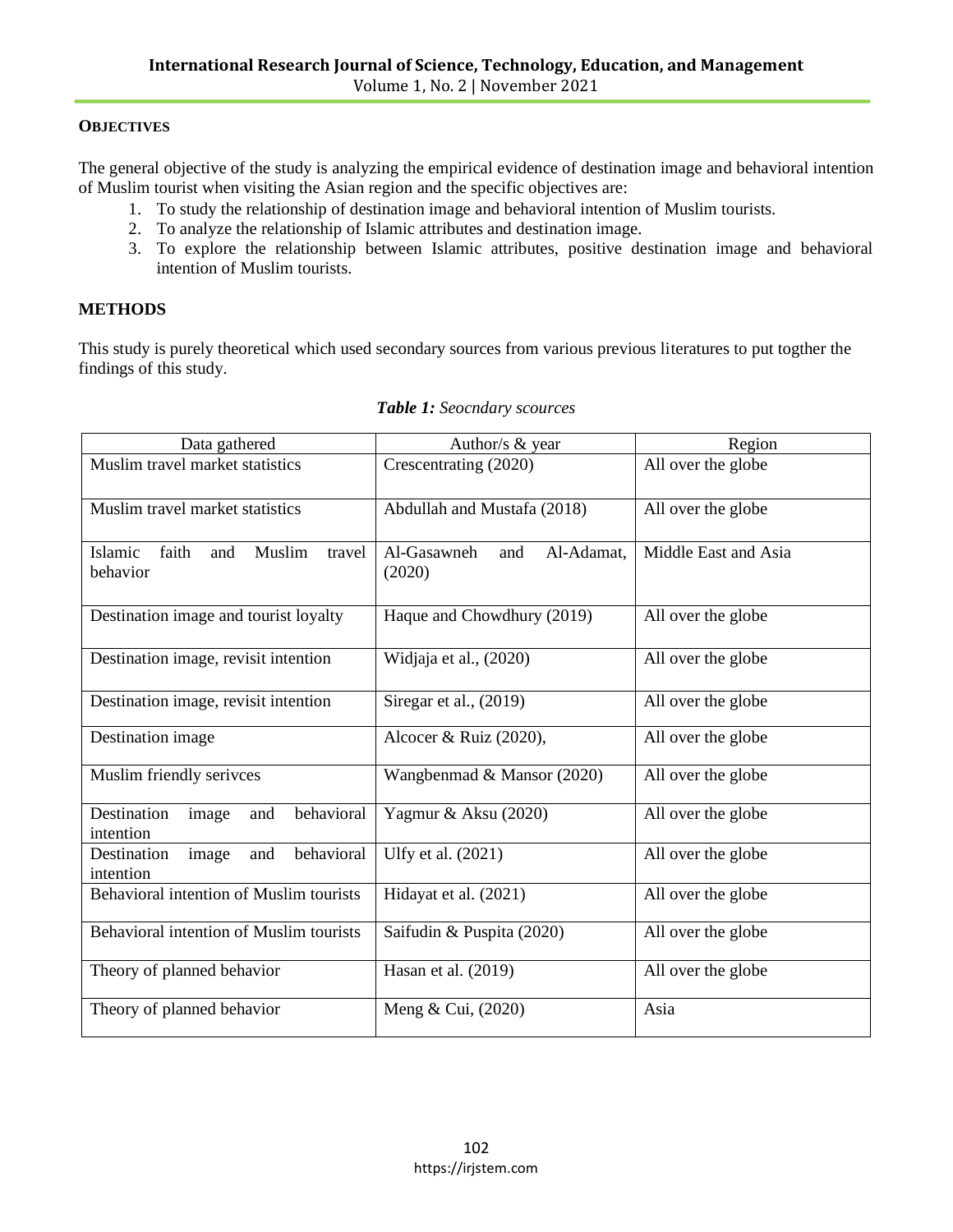## OBJECTIVES

The general objective of the study is analyzing the empirical evidence of destination image and behavioral intention of Muslim tourist when visiting the Asian region and the specific objectives are:

1. To study the relationship of destination image and behavioral intention of Muslim tourists.
2. To analyze the relationship of Islamic attributes and destination image.
3. To explore the relationship between Islamic attributes, positive destination image and behavioral intention of Muslim tourists.

## METHODS

This study is purely theoretical which used secondary sources from various previous literatures to put togther the findings of this study.

***Table 1:*** *Seocndary scources*

| Data gathered | Author/s & year | Region |
|---|---|---|
| Muslim travel market statistics | Crescentrating (2020) | All over the globe |
| Muslim travel market statistics | Abdullah and Mustafa (2018) | All over the globe |
| Islamic faith and Muslim travel behavior | Al-Gasawneh and Al-Adamat, (2020) | Middle East and Asia |
| Destination image and tourist loyalty | Haque and Chowdhury (2019) | All over the globe |
| Destination image, revisit intention | Widjaja et al., (2020) | All over the globe |
| Destination image, revisit intention | Siregar et al., (2019) | All over the globe |
| Destination image | Alcocer & Ruiz (2020), | All over the globe |
| Muslim friendly serivces | Wangbenmad & Mansor (2020) | All over the globe |
| Destination image and behavioral intention | Yagmur & Aksu (2020) | All over the globe |
| Destination image and behavioral intention | Ulfy et al. (2021) | All over the globe |
| Behavioral intention of Muslim tourists | Hidayat et al. (2021) | All over the globe |
| Behavioral intention of Muslim tourists | Saifudin & Puspita (2020) | All over the globe |
| Theory of planned behavior | Hasan et al. (2019) | All over the globe |
| Theory of planned behavior | Meng & Cui, (2020) | Asia |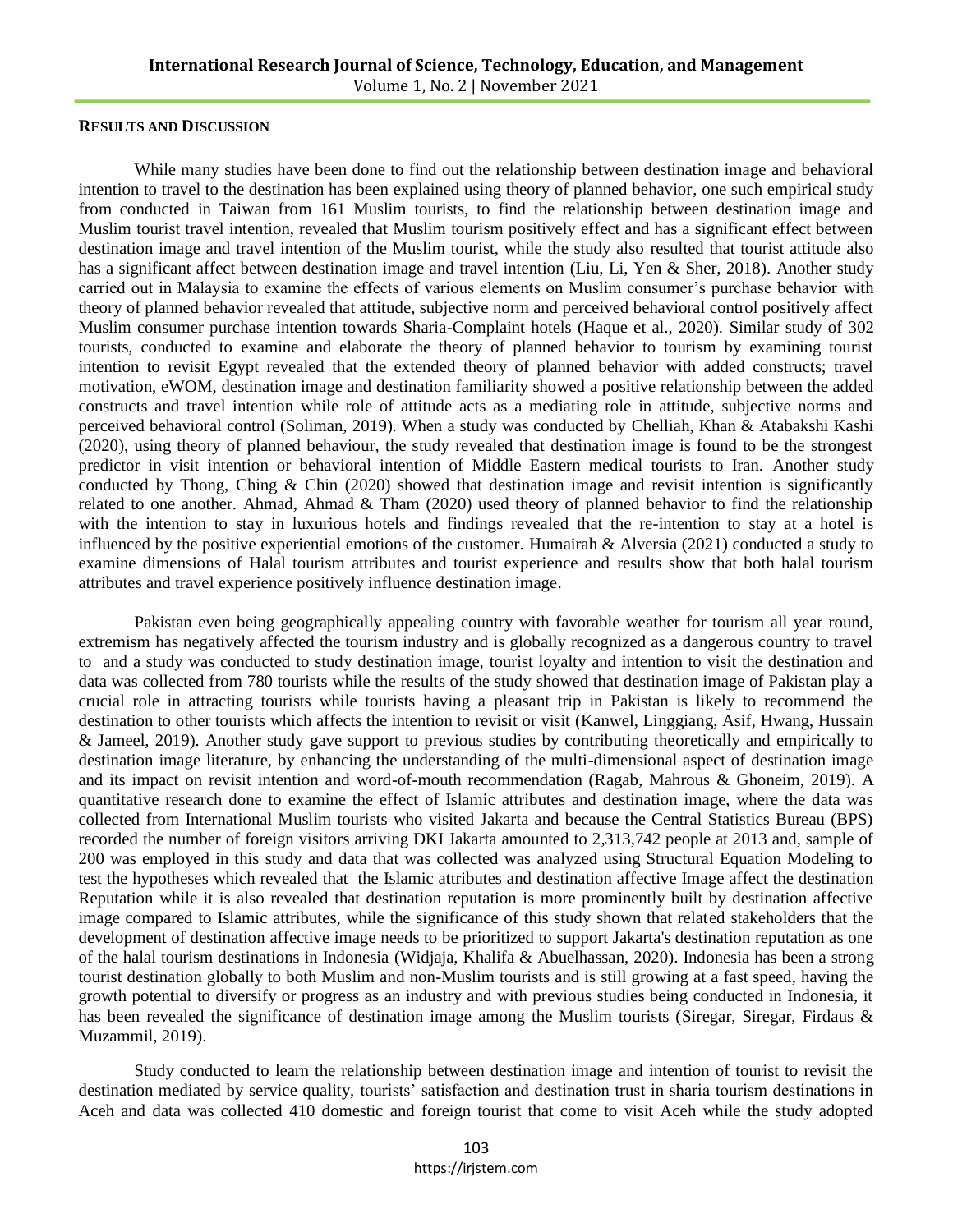**RESULTS AND DISCUSSION**

While many studies have been done to find out the relationship between destination image and behavioral intention to travel to the destination has been explained using theory of planned behavior, one such empirical study from conducted in Taiwan from 161 Muslim tourists, to find the relationship between destination image and Muslim tourist travel intention, revealed that Muslim tourism positively effect and has a significant effect between destination image and travel intention of the Muslim tourist, while the study also resulted that tourist attitude also has a significant affect between destination image and travel intention (Liu, Li, Yen & Sher, 2018). Another study carried out in Malaysia to examine the effects of various elements on Muslim consumer's purchase behavior with theory of planned behavior revealed that attitude, subjective norm and perceived behavioral control positively affect Muslim consumer purchase intention towards Sharia-Complaint hotels (Haque et al., 2020). Similar study of 302 tourists, conducted to examine and elaborate the theory of planned behavior to tourism by examining tourist intention to revisit Egypt revealed that the extended theory of planned behavior with added constructs; travel motivation, eWOM, destination image and destination familiarity showed a positive relationship between the added constructs and travel intention while role of attitude acts as a mediating role in attitude, subjective norms and perceived behavioral control (Soliman, 2019). When a study was conducted by Chelliah, Khan & Atabakshi Kashi (2020), using theory of planned behaviour, the study revealed that destination image is found to be the strongest predictor in visit intention or behavioral intention of Middle Eastern medical tourists to Iran. Another study conducted by Thong, Ching & Chin (2020) showed that destination image and revisit intention is significantly related to one another. Ahmad, Ahmad & Tham (2020) used theory of planned behavior to find the relationship with the intention to stay in luxurious hotels and findings revealed that the re-intention to stay at a hotel is influenced by the positive experiential emotions of the customer. Humairah & Alversia (2021) conducted a study to examine dimensions of Halal tourism attributes and tourist experience and results show that both halal tourism attributes and travel experience positively influence destination image.

Pakistan even being geographically appealing country with favorable weather for tourism all year round, extremism has negatively affected the tourism industry and is globally recognized as a dangerous country to travel to and a study was conducted to study destination image, tourist loyalty and intention to visit the destination and data was collected from 780 tourists while the results of the study showed that destination image of Pakistan play a crucial role in attracting tourists while tourists having a pleasant trip in Pakistan is likely to recommend the destination to other tourists which affects the intention to revisit or visit (Kanwel, Linggiang, Asif, Hwang, Hussain & Jameel, 2019). Another study gave support to previous studies by contributing theoretically and empirically to destination image literature, by enhancing the understanding of the multi-dimensional aspect of destination image and its impact on revisit intention and word-of-mouth recommendation (Ragab, Mahrous & Ghoneim, 2019). A quantitative research done to examine the effect of Islamic attributes and destination image, where the data was collected from International Muslim tourists who visited Jakarta and because the Central Statistics Bureau (BPS) recorded the number of foreign visitors arriving DKI Jakarta amounted to 2,313,742 people at 2013 and, sample of 200 was employed in this study and data that was collected was analyzed using Structural Equation Modeling to test the hypotheses which revealed that the Islamic attributes and destination affective Image affect the destination Reputation while it is also revealed that destination reputation is more prominently built by destination affective image compared to Islamic attributes, while the significance of this study shown that related stakeholders that the development of destination affective image needs to be prioritized to support Jakarta's destination reputation as one of the halal tourism destinations in Indonesia (Widjaja, Khalifa & Abuelhassan, 2020). Indonesia has been a strong tourist destination globally to both Muslim and non-Muslim tourists and is still growing at a fast speed, having the growth potential to diversify or progress as an industry and with previous studies being conducted in Indonesia, it has been revealed the significance of destination image among the Muslim tourists (Siregar, Siregar, Firdaus & Muzammil, 2019).

Study conducted to learn the relationship between destination image and intention of tourist to revisit the destination mediated by service quality, tourists' satisfaction and destination trust in sharia tourism destinations in Aceh and data was collected 410 domestic and foreign tourist that come to visit Aceh while the study adopted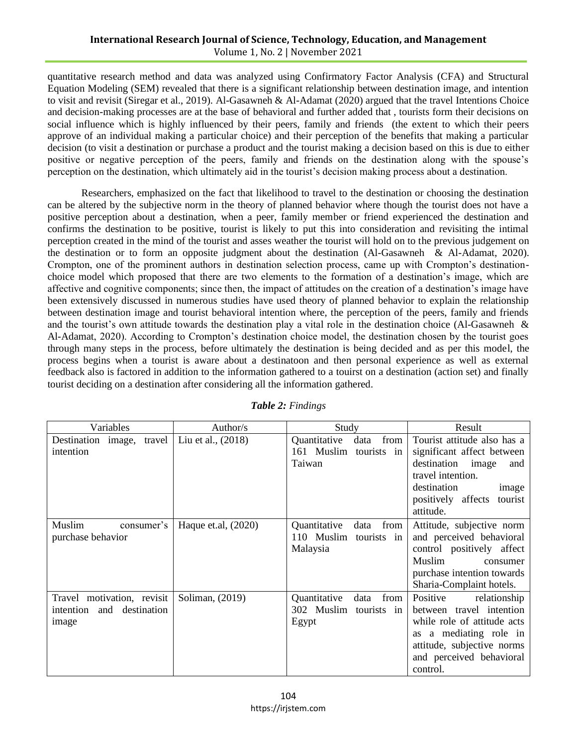quantitative research method and data was analyzed using Confirmatory Factor Analysis (CFA) and Structural Equation Modeling (SEM) revealed that there is a significant relationship between destination image, and intention to visit and revisit (Siregar et al., 2019). Al-Gasawneh & Al-Adamat (2020) argued that the travel Intentions Choice and decision-making processes are at the base of behavioral and further added that , tourists form their decisions on social influence which is highly influenced by their peers, family and friends (the extent to which their peers approve of an individual making a particular choice) and their perception of the benefits that making a particular decision (to visit a destination or purchase a product and the tourist making a decision based on this is due to either positive or negative perception of the peers, family and friends on the destination along with the spouse's perception on the destination, which ultimately aid in the tourist's decision making process about a destination.

Researchers, emphasized on the fact that likelihood to travel to the destination or choosing the destination can be altered by the subjective norm in the theory of planned behavior where though the tourist does not have a positive perception about a destination, when a peer, family member or friend experienced the destination and confirms the destination to be positive, tourist is likely to put this into consideration and revisiting the intimal perception created in the mind of the tourist and asses weather the tourist will hold on to the previous judgement on the destination or to form an opposite judgment about the destination (Al-Gasawneh & Al-Adamat, 2020). Crompton, one of the prominent authors in destination selection process, came up with Crompton's destination-choice model which proposed that there are two elements to the formation of a destination's image, which are affective and cognitive components; since then, the impact of attitudes on the creation of a destination's image have been extensively discussed in numerous studies have used theory of planned behavior to explain the relationship between destination image and tourist behavioral intention where, the perception of the peers, family and friends and the tourist's own attitude towards the destination play a vital role in the destination choice (Al-Gasawneh & Al-Adamat, 2020). According to Crompton's destination choice model, the destination chosen by the tourist goes through many steps in the process, before ultimately the destination is being decided and as per this model, the process begins when a tourist is aware about a destinatoon and then personal experience as well as external feedback also is factored in addition to the information gathered to a touirst on a destination (action set) and finally tourist deciding on a destination after considering all the information gathered.

***Table 2:*** *Findings*

| Variables | Author/s | Study | Result |
|---|---|---|---|
| Destination image, travel intention | Liu et al., (2018) | Quantitative data from 161 Muslim tourists in Taiwan | Tourist attitude also has a significant affect between destination image and travel intention. destination image positively affects tourist attitude. |
| Muslim consumer's purchase behavior | Haque et.al, (2020) | Quantitative data from 110 Muslim tourists in Malaysia | Attitude, subjective norm and perceived behavioral control positively affect Muslim consumer purchase intention towards Sharia-Complaint hotels. |
| Travel motivation, revisit intention and destination image | Soliman, (2019) | Quantitative data from 302 Muslim tourists in Egypt | Positive relationship between travel intention while role of attitude acts as a mediating role in attitude, subjective norms and perceived behavioral control. |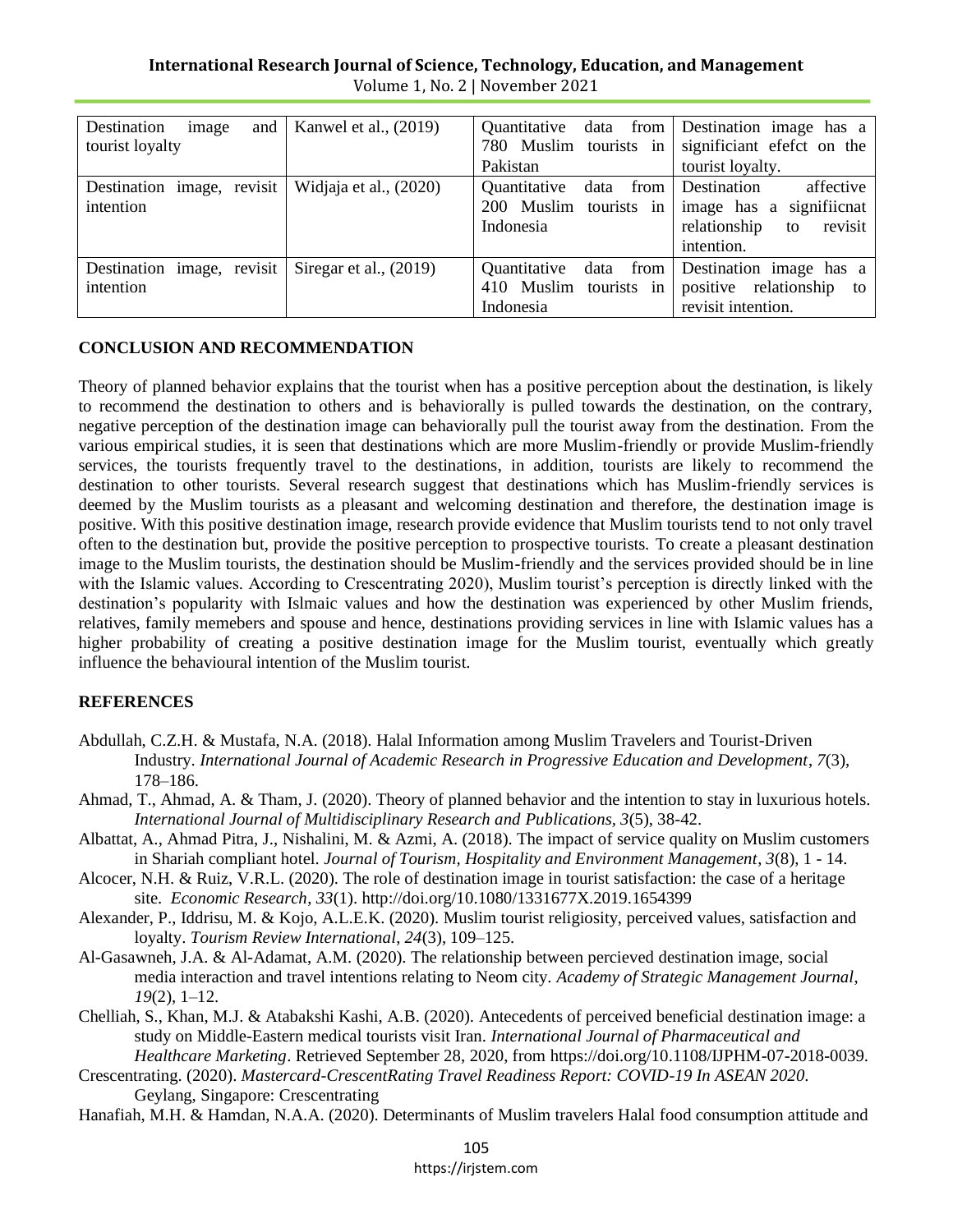| Destination image and tourist loyalty | Kanwel et al., (2019) | Quantitative data from 780 Muslim tourists in Pakistan | Destination image has a significiant efefct on the tourist loyalty. |
|---|---|---|---|
| Destination image, revisit intention | Widjaja et al., (2020) | Quantitative data from 200 Muslim tourists in Indonesia | Destination affective image has a signifiicnat relationship to revisit intention. |
| Destination image, revisit intention | Siregar et al., (2019) | Quantitative data from 410 Muslim tourists in Indonesia | Destination image has a positive relationship to revisit intention. |

## CONCLUSION AND RECOMMENDATION

Theory of planned behavior explains that the tourist when has a positive perception about the destination, is likely to recommend the destination to others and is behaviorally is pulled towards the destination, on the contrary, negative perception of the destination image can behaviorally pull the tourist away from the destination. From the various empirical studies, it is seen that destinations which are more Muslim-friendly or provide Muslim-friendly services, the tourists frequently travel to the destinations, in addition, tourists are likely to recommend the destination to other tourists. Several research suggest that destinations which has Muslim-friendly services is deemed by the Muslim tourists as a pleasant and welcoming destination and therefore, the destination image is positive. With this positive destination image, research provide evidence that Muslim tourists tend to not only travel often to the destination but, provide the positive perception to prospective tourists. To create a pleasant destination image to the Muslim tourists, the destination should be Muslim-friendly and the services provided should be in line with the Islamic values. According to Crescentrating 2020), Muslim tourist's perception is directly linked with the destination's popularity with Islmaic values and how the destination was experienced by other Muslim friends, relatives, family memebers and spouse and hence, destinations providing services in line with Islamic values has a higher probability of creating a positive destination image for the Muslim tourist, eventually which greatly influence the behavioural intention of the Muslim tourist.

## REFERENCES

Abdullah, C.Z.H. & Mustafa, N.A. (2018). Halal Information among Muslim Travelers and Tourist-Driven Industry. *International Journal of Academic Research in Progressive Education and Development*, *7*(3), 178–186.

Ahmad, T., Ahmad, A. & Tham, J. (2020). Theory of planned behavior and the intention to stay in luxurious hotels. *International Journal of Multidisciplinary Research and Publications*, *3*(5), 38-42.

Albattat, A., Ahmad Pitra, J., Nishalini, M. & Azmi, A. (2018). The impact of service quality on Muslim customers in Shariah compliant hotel. *Journal of Tourism, Hospitality and Environment Management*, *3*(8), 1 - 14.

Alcocer, N.H. & Ruiz, V.R.L. (2020). The role of destination image in tourist satisfaction: the case of a heritage site. *Economic Research*, *33*(1). http://doi.org/10.1080/1331677X.2019.1654399

Alexander, P., Iddrisu, M. & Kojo, A.L.E.K. (2020). Muslim tourist religiosity, perceived values, satisfaction and loyalty. *Tourism Review International*, *24*(3), 109–125.

Al-Gasawneh, J.A. & Al-Adamat, A.M. (2020). The relationship between percieved destination image, social media interaction and travel intentions relating to Neom city. *Academy of Strategic Management Journal*, *19*(2), 1–12.

Chelliah, S., Khan, M.J. & Atabakshi Kashi, A.B. (2020). Antecedents of perceived beneficial destination image: a study on Middle-Eastern medical tourists visit Iran. *International Journal of Pharmaceutical and Healthcare Marketing*. Retrieved September 28, 2020, from https://doi.org/10.1108/IJPHM-07-2018-0039.

Crescentrating. (2020). *Mastercard-CrescentRating Travel Readiness Report: COVID-19 In ASEAN 2020.* Geylang, Singapore: Crescentrating

Hanafiah, M.H. & Hamdan, N.A.A. (2020). Determinants of Muslim travelers Halal food consumption attitude and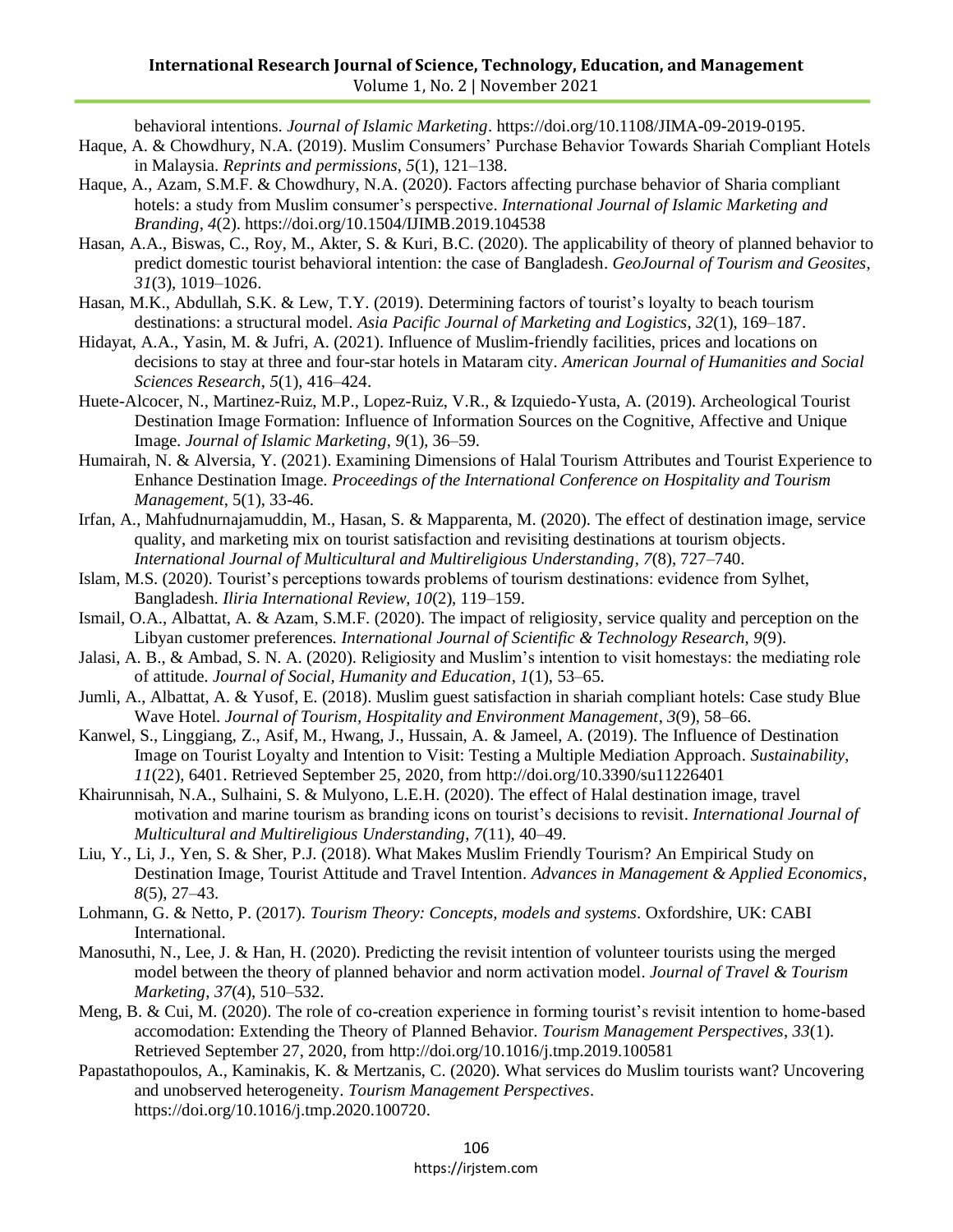behavioral intentions. *Journal of Islamic Marketing*. https://doi.org/10.1108/JIMA-09-2019-0195.

Haque, A. & Chowdhury, N.A. (2019). Muslim Consumers' Purchase Behavior Towards Shariah Compliant Hotels in Malaysia. *Reprints and permissions*, *5*(1), 121–138.

Haque, A., Azam, S.M.F. & Chowdhury, N.A. (2020). Factors affecting purchase behavior of Sharia compliant hotels: a study from Muslim consumer's perspective. *International Journal of Islamic Marketing and Branding*, *4*(2). https://doi.org/10.1504/IJIMB.2019.104538

Hasan, A.A., Biswas, C., Roy, M., Akter, S. & Kuri, B.C. (2020). The applicability of theory of planned behavior to predict domestic tourist behavioral intention: the case of Bangladesh. *GeoJournal of Tourism and Geosites*, *31*(3), 1019–1026.

Hasan, M.K., Abdullah, S.K. & Lew, T.Y. (2019). Determining factors of tourist's loyalty to beach tourism destinations: a structural model. *Asia Pacific Journal of Marketing and Logistics*, *32*(1), 169–187.

Hidayat, A.A., Yasin, M. & Jufri, A. (2021). Influence of Muslim-friendly facilities, prices and locations on decisions to stay at three and four-star hotels in Mataram city. *American Journal of Humanities and Social Sciences Research*, *5*(1), 416–424.

Huete-Alcocer, N., Martinez-Ruiz, M.P., Lopez-Ruiz, V.R., & Izquiedo-Yusta, A. (2019). Archeological Tourist Destination Image Formation: Influence of Information Sources on the Cognitive, Affective and Unique Image. *Journal of Islamic Marketing*, *9*(1), 36–59.

Humairah, N. & Alversia, Y. (2021). Examining Dimensions of Halal Tourism Attributes and Tourist Experience to Enhance Destination Image. *Proceedings of the International Conference on Hospitality and Tourism Management*, 5(1), 33-46.

Irfan, A., Mahfudnurnajamuddin, M., Hasan, S. & Mapparenta, M. (2020). The effect of destination image, service quality, and marketing mix on tourist satisfaction and revisiting destinations at tourism objects. *International Journal of Multicultural and Multireligious Understanding*, *7*(8), 727–740.

Islam, M.S. (2020). Tourist's perceptions towards problems of tourism destinations: evidence from Sylhet, Bangladesh. *Iliria International Review*, *10*(2), 119–159.

Ismail, O.A., Albattat, A. & Azam, S.M.F. (2020). The impact of religiosity, service quality and perception on the Libyan customer preferences. *International Journal of Scientific & Technology Research*, *9*(9).

Jalasi, A. B., & Ambad, S. N. A. (2020). Religiosity and Muslim's intention to visit homestays: the mediating role of attitude. *Journal of Social, Humanity and Education*, *1*(1), 53–65.

Jumli, A., Albattat, A. & Yusof, E. (2018). Muslim guest satisfaction in shariah compliant hotels: Case study Blue Wave Hotel. *Journal of Tourism, Hospitality and Environment Management*, *3*(9), 58–66.

Kanwel, S., Linggiang, Z., Asif, M., Hwang, J., Hussain, A. & Jameel, A. (2019). The Influence of Destination Image on Tourist Loyalty and Intention to Visit: Testing a Multiple Mediation Approach. *Sustainability*, *11*(22), 6401. Retrieved September 25, 2020, from http://doi.org/10.3390/su11226401

Khairunnisah, N.A., Sulhaini, S. & Mulyono, L.E.H. (2020). The effect of Halal destination image, travel motivation and marine tourism as branding icons on tourist's decisions to revisit. *International Journal of Multicultural and Multireligious Understanding*, *7*(11), 40–49.

Liu, Y., Li, J., Yen, S. & Sher, P.J. (2018). What Makes Muslim Friendly Tourism? An Empirical Study on Destination Image, Tourist Attitude and Travel Intention. *Advances in Management & Applied Economics*, *8*(5), 27–43.

Lohmann, G. & Netto, P. (2017). *Tourism Theory: Concepts, models and systems*. Oxfordshire, UK: CABI International.

Manosuthi, N., Lee, J. & Han, H. (2020). Predicting the revisit intention of volunteer tourists using the merged model between the theory of planned behavior and norm activation model. *Journal of Travel & Tourism Marketing*, *37*(4), 510–532.

Meng, B. & Cui, M. (2020). The role of co-creation experience in forming tourist's revisit intention to home-based accomodation: Extending the Theory of Planned Behavior. *Tourism Management Perspectives*, *33*(1). Retrieved September 27, 2020, from http://doi.org/10.1016/j.tmp.2019.100581

Papastathopoulos, A., Kaminakis, K. & Mertzanis, C. (2020). What services do Muslim tourists want? Uncovering and unobserved heterogeneity. *Tourism Management Perspectives*. https://doi.org/10.1016/j.tmp.2020.100720.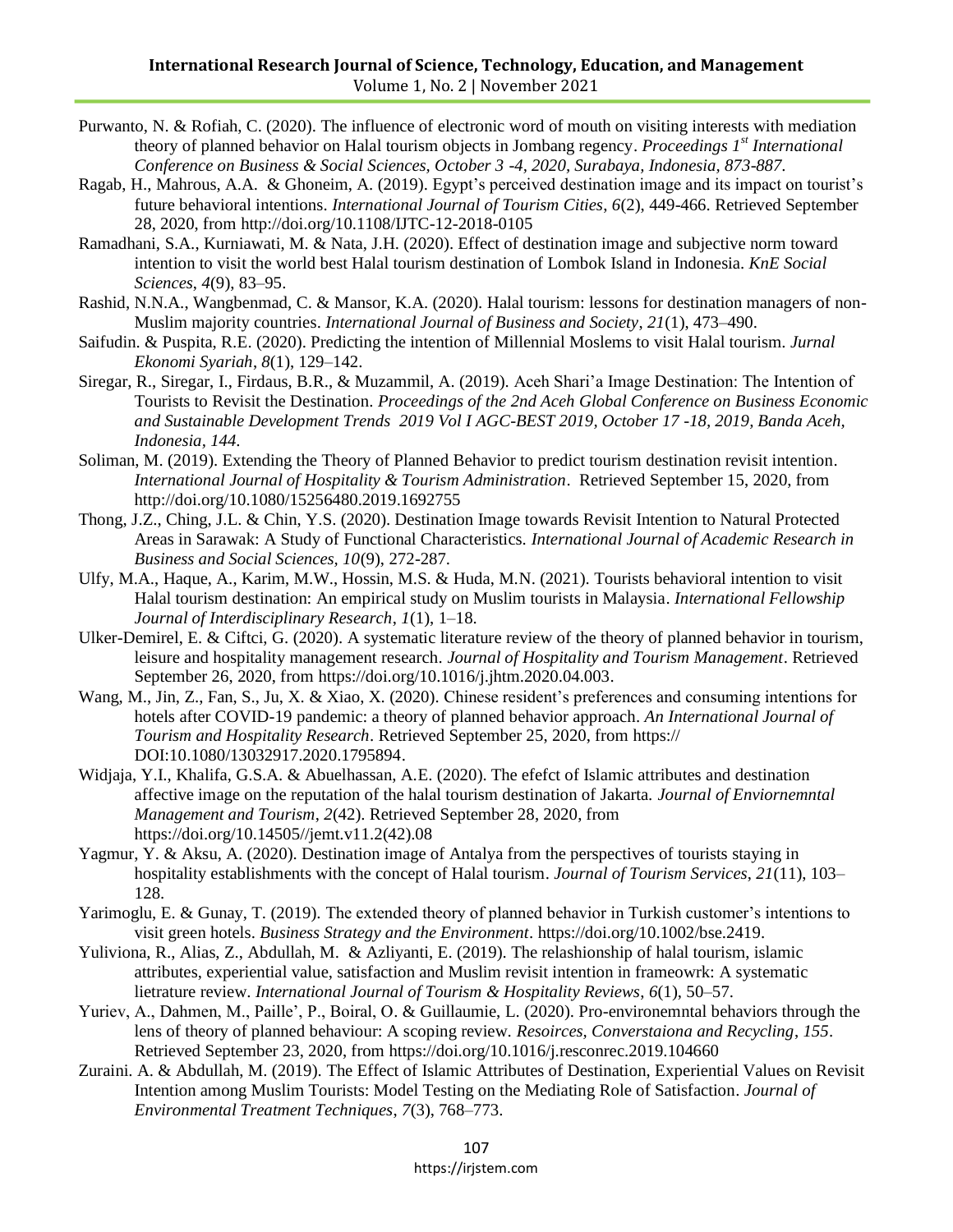Purwanto, N. & Rofiah, C. (2020). The influence of electronic word of mouth on visiting interests with mediation theory of planned behavior on Halal tourism objects in Jombang regency. *Proceedings 1st International Conference on Business & Social Sciences, October 3 -4, 2020, Surabaya, Indonesia, 873-887*.

Ragab, H., Mahrous, A.A. & Ghoneim, A. (2019). Egypt's perceived destination image and its impact on tourist's future behavioral intentions. *International Journal of Tourism Cities*, *6*(2), 449-466. Retrieved September 28, 2020, from http://doi.org/10.1108/IJTC-12-2018-0105

Ramadhani, S.A., Kurniawati, M. & Nata, J.H. (2020). Effect of destination image and subjective norm toward intention to visit the world best Halal tourism destination of Lombok Island in Indonesia. *KnE Social Sciences*, *4*(9), 83–95.

Rashid, N.N.A., Wangbenmad, C. & Mansor, K.A. (2020). Halal tourism: lessons for destination managers of non-Muslim majority countries. *International Journal of Business and Society*, *21*(1), 473–490.

Saifudin. & Puspita, R.E. (2020). Predicting the intention of Millennial Moslems to visit Halal tourism. *Jurnal Ekonomi Syariah*, *8*(1), 129–142.

Siregar, R., Siregar, I., Firdaus, B.R., & Muzammil, A. (2019). Aceh Shari'a Image Destination: The Intention of Tourists to Revisit the Destination. *Proceedings of the 2nd Aceh Global Conference on Business Economic and Sustainable Development Trends 2019 Vol I AGC-BEST 2019, October 17 -18, 2019, Banda Aceh, Indonesia, 144*.

Soliman, M. (2019). Extending the Theory of Planned Behavior to predict tourism destination revisit intention. *International Journal of Hospitality & Tourism Administration*. Retrieved September 15, 2020, from http://doi.org/10.1080/15256480.2019.1692755

Thong, J.Z., Ching, J.L. & Chin, Y.S. (2020). Destination Image towards Revisit Intention to Natural Protected Areas in Sarawak: A Study of Functional Characteristics. *International Journal of Academic Research in Business and Social Sciences*, *10*(9), 272-287.

Ulfy, M.A., Haque, A., Karim, M.W., Hossin, M.S. & Huda, M.N. (2021). Tourists behavioral intention to visit Halal tourism destination: An empirical study on Muslim tourists in Malaysia. *International Fellowship Journal of Interdisciplinary Research*, *1*(1), 1–18.

Ulker-Demirel, E. & Ciftci, G. (2020). A systematic literature review of the theory of planned behavior in tourism, leisure and hospitality management research. *Journal of Hospitality and Tourism Management*. Retrieved September 26, 2020, from https://doi.org/10.1016/j.jhtm.2020.04.003.

Wang, M., Jin, Z., Fan, S., Ju, X. & Xiao, X. (2020). Chinese resident's preferences and consuming intentions for hotels after COVID-19 pandemic: a theory of planned behavior approach. *An International Journal of Tourism and Hospitality Research*. Retrieved September 25, 2020, from https:// DOI:10.1080/13032917.2020.1795894.

Widjaja, Y.I., Khalifa, G.S.A. & Abuelhassan, A.E. (2020). The efefct of Islamic attributes and destination affective image on the reputation of the halal tourism destination of Jakarta. *Journal of Enviornemntal Management and Tourism*, *2*(42). Retrieved September 28, 2020, from https://doi.org/10.14505//jemt.v11.2(42).08

Yagmur, Y. & Aksu, A. (2020). Destination image of Antalya from the perspectives of tourists staying in hospitality establishments with the concept of Halal tourism. *Journal of Tourism Services*, *21*(11), 103–128.

Yarimoglu, E. & Gunay, T. (2019). The extended theory of planned behavior in Turkish customer's intentions to visit green hotels. *Business Strategy and the Environment*. https://doi.org/10.1002/bse.2419.

Yuliviona, R., Alias, Z., Abdullah, M. & Azliyanti, E. (2019). The relashionship of halal tourism, islamic attributes, experiential value, satisfaction and Muslim revisit intention in frameowrk: A systematic lietrature review. *International Journal of Tourism & Hospitality Reviews*, *6*(1), 50–57.

Yuriev, A., Dahmen, M., Paille', P., Boiral, O. & Guillaumie, L. (2020). Pro-environemntal behaviors through the lens of theory of planned behaviour: A scoping review. *Resoirces, Converstaiona and Recycling*, *155*. Retrieved September 23, 2020, from https://doi.org/10.1016/j.resconrec.2019.104660

Zuraini. A. & Abdullah, M. (2019). The Effect of Islamic Attributes of Destination, Experiential Values on Revisit Intention among Muslim Tourists: Model Testing on the Mediating Role of Satisfaction. *Journal of Environmental Treatment Techniques*, *7*(3), 768–773.